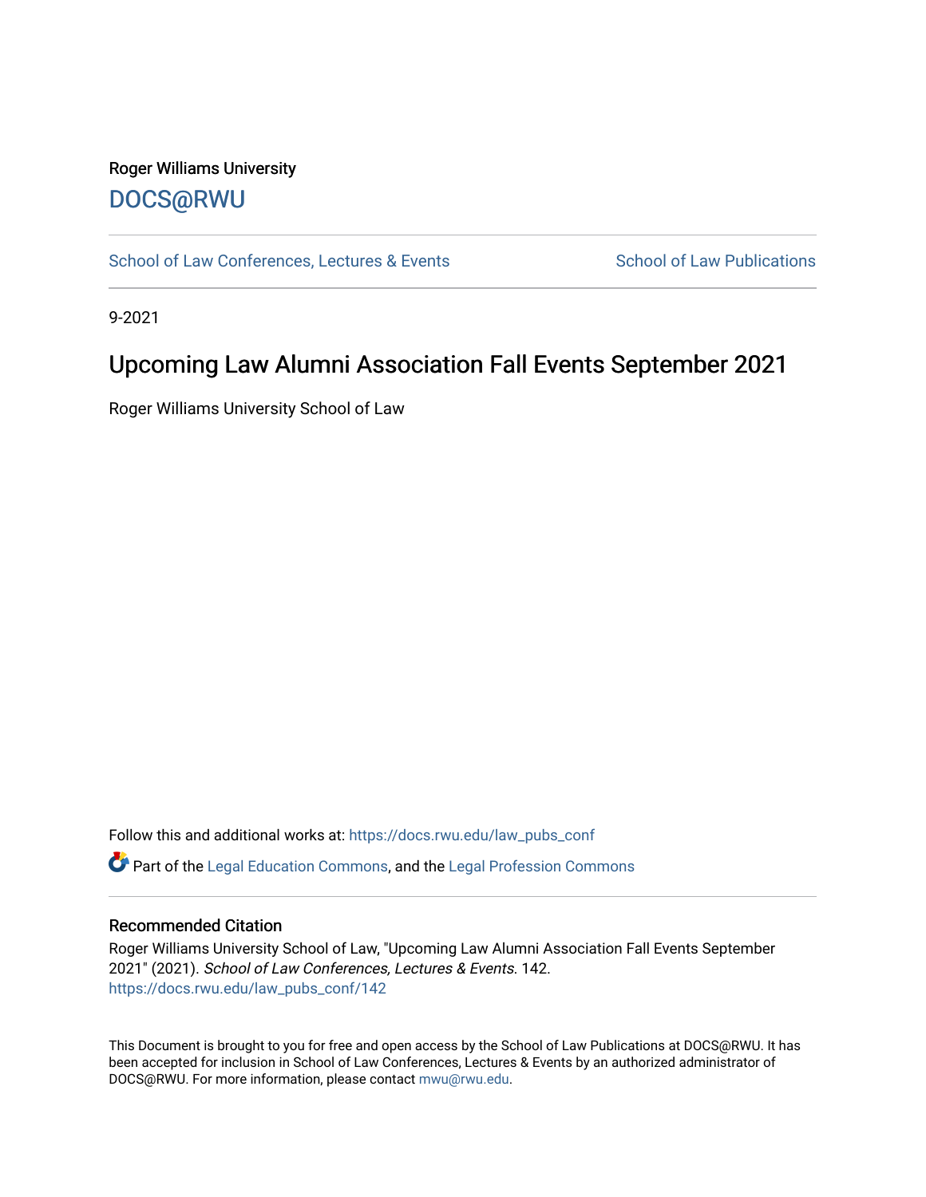Roger Williams University

DOCS@RWU

School of Law Conferences, Lectures & Events

School of Law Publications

9-2021

# Upcoming Law Alumni Association Fall Events September 2021

Roger Williams University School of Law

Follow this and additional works at: https://docs.rwu.edu/law_pubs_conf

Part of the Legal Education Commons, and the Legal Profession Commons

## Recommended Citation

Roger Williams University School of Law, "Upcoming Law Alumni Association Fall Events September 2021" (2021). *School of Law Conferences, Lectures & Events*. 142.
https://docs.rwu.edu/law_pubs_conf/142

This Document is brought to you for free and open access by the School of Law Publications at DOCS@RWU. It has been accepted for inclusion in School of Law Conferences, Lectures & Events by an authorized administrator of DOCS@RWU. For more information, please contact mwu@rwu.edu.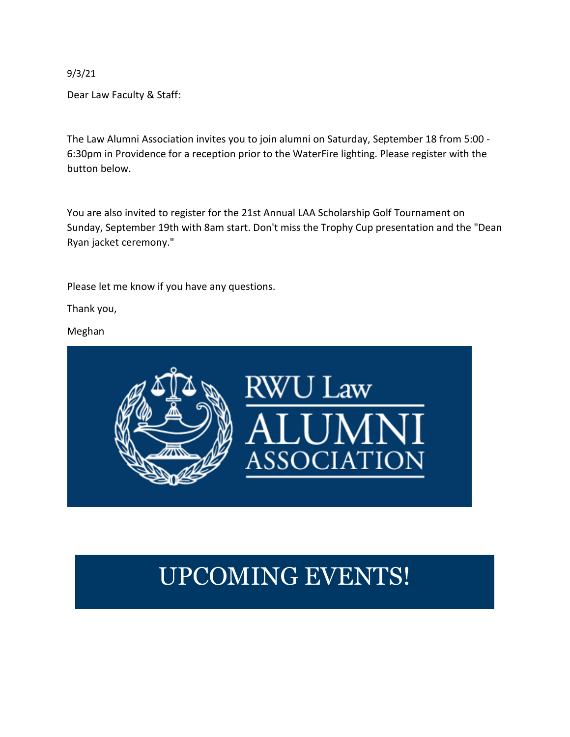9/3/21

Dear Law Faculty & Staff:

The Law Alumni Association invites you to join alumni on Saturday, September 18 from 5:00 - 6:30pm in Providence for a reception prior to the WaterFire lighting. Please register with the button below.

You are also invited to register for the 21st Annual LAA Scholarship Golf Tournament on Sunday, September 19th with 8am start. Don't miss the Trophy Cup presentation and the "Dean Ryan jacket ceremony."

Please let me know if you have any questions.

Thank you,

Meghan

RWU Law ALUMNI ASSOCIATION

# UPCOMING EVENTS!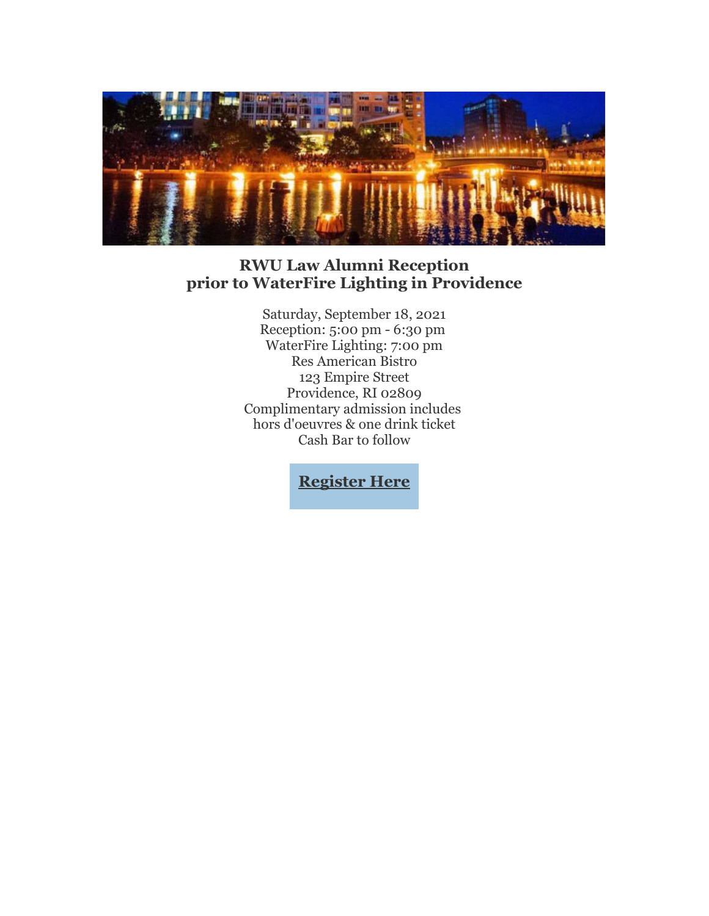## RWU Law Alumni Reception prior to WaterFire Lighting in Providence

Saturday, September 18, 2021
Reception: 5:00 pm - 6:30 pm
WaterFire Lighting: 7:00 pm
Res American Bistro
123 Empire Street
Providence, RI 02809
Complimentary admission includes
hors d'oeuvres & one drink ticket
Cash Bar to follow

**Register Here**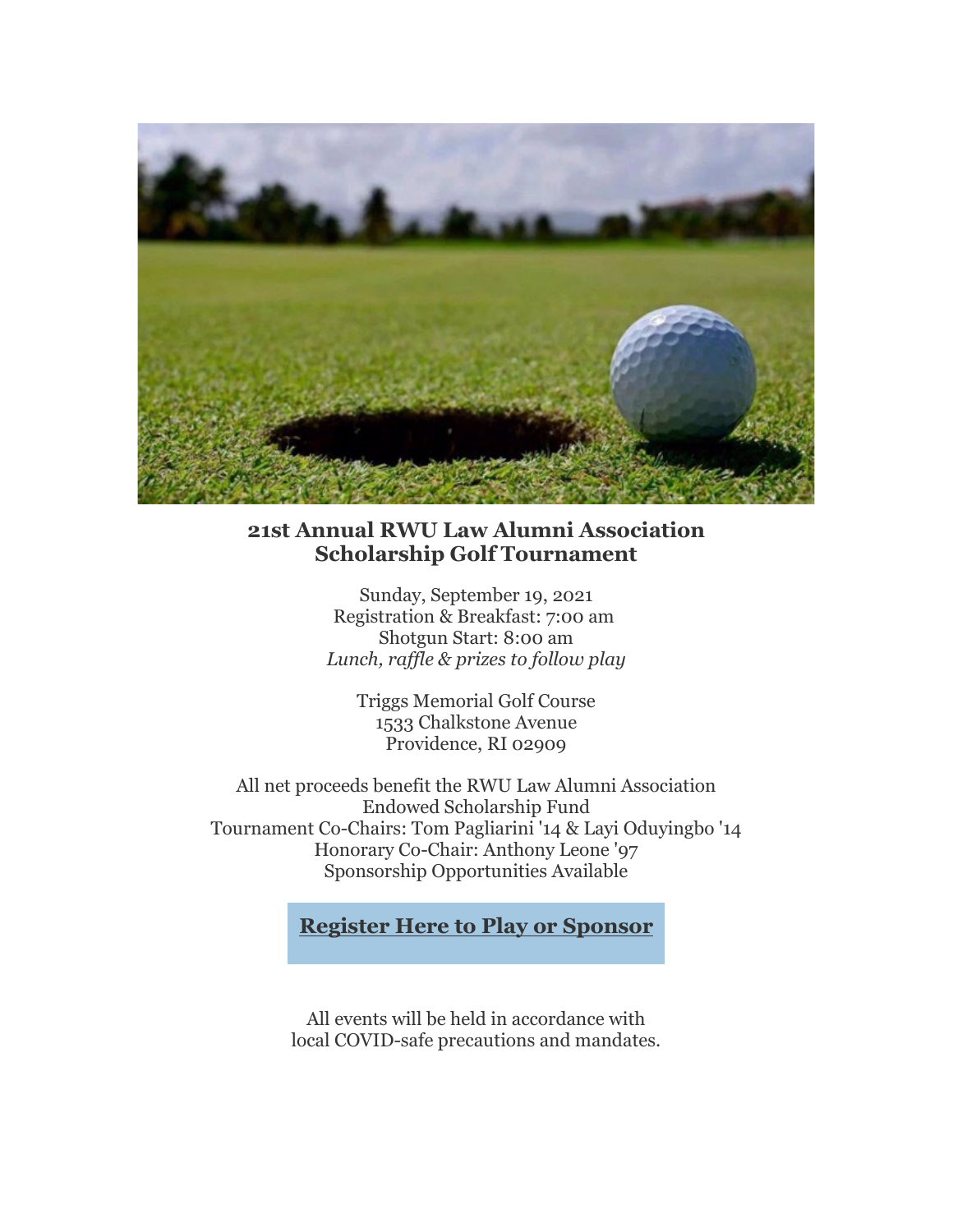## 21st Annual RWU Law Alumni Association Scholarship Golf Tournament

Sunday, September 19, 2021
Registration & Breakfast: 7:00 am
Shotgun Start: 8:00 am
*Lunch, raffle & prizes to follow play*

Triggs Memorial Golf Course
1533 Chalkstone Avenue
Providence, RI 02909

All net proceeds benefit the RWU Law Alumni Association Endowed Scholarship Fund
Tournament Co-Chairs: Tom Pagliarini '14 & Layi Oduyingbo '14
Honorary Co-Chair: Anthony Leone '97
Sponsorship Opportunities Available

**Register Here to Play or Sponsor**

All events will be held in accordance with local COVID-safe precautions and mandates.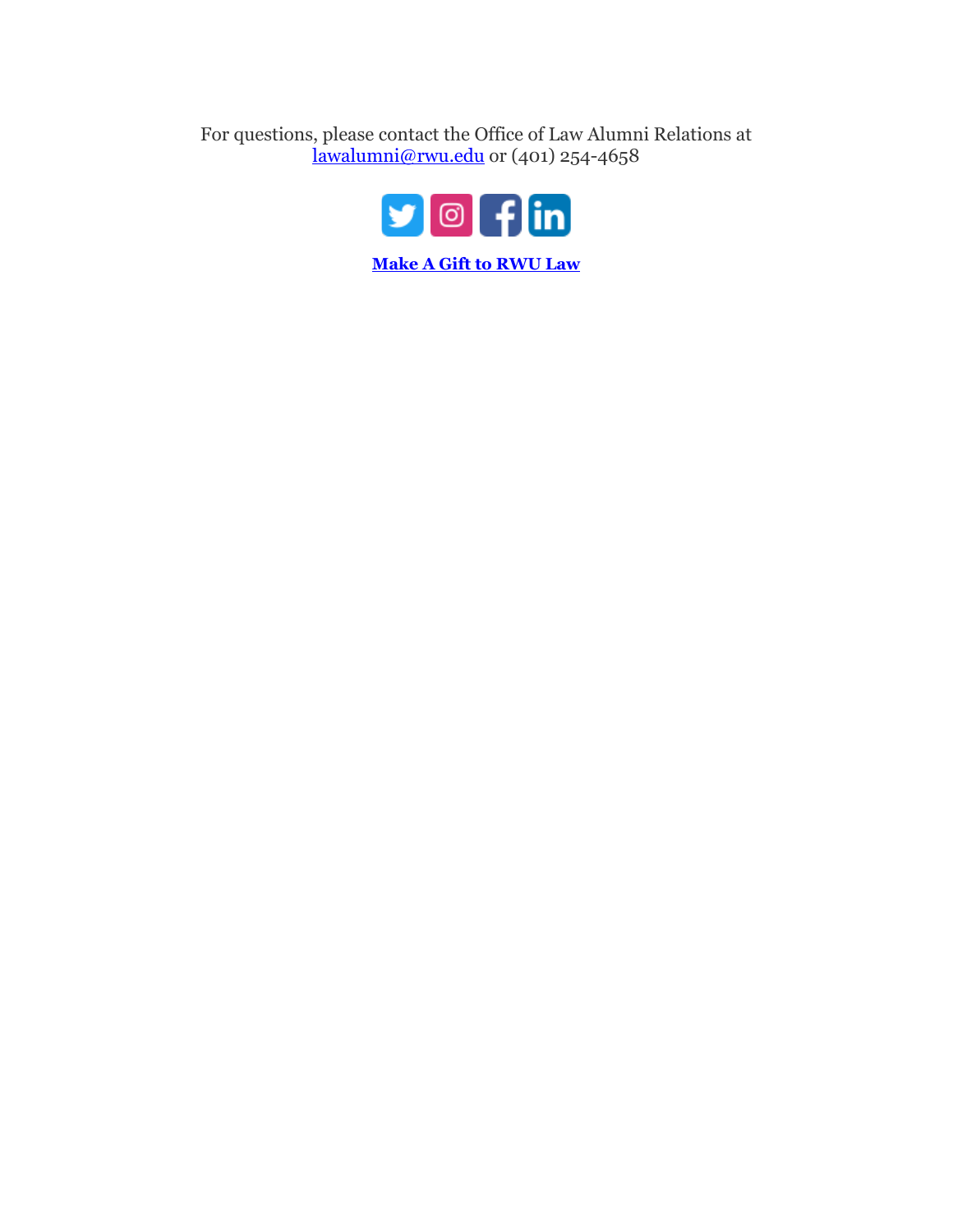For questions, please contact the Office of Law Alumni Relations at lawalumni@rwu.edu or (401) 254-4658

**Make A Gift to RWU Law**